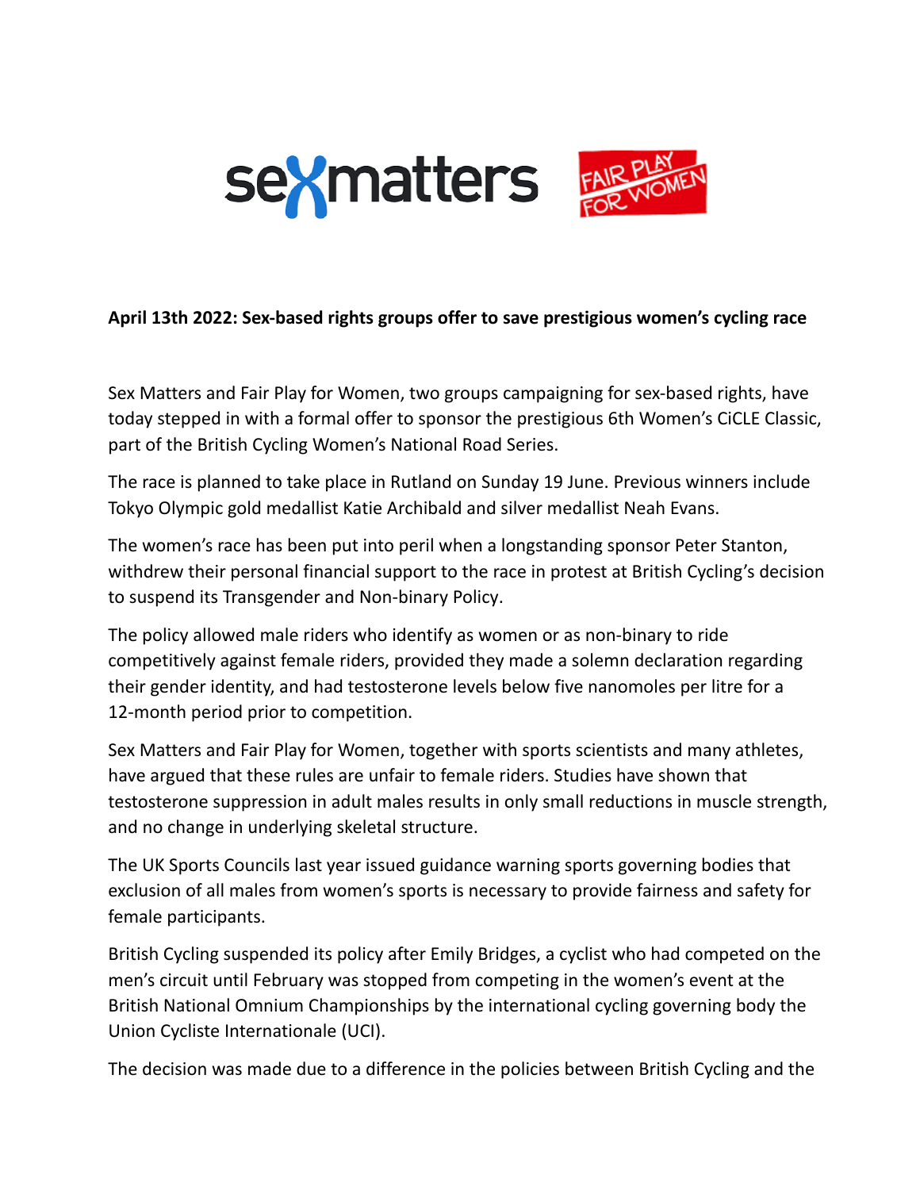**April 13th 2022: Sex-based rights groups offer to save prestigious women's cycling race**

Sex Matters and Fair Play for Women, two groups campaigning for sex-based rights, have today stepped in with a formal offer to sponsor the prestigious 6th Women's CiCLE Classic, part of the British Cycling Women's National Road Series.

The race is planned to take place in Rutland on Sunday 19 June. Previous winners include Tokyo Olympic gold medallist Katie Archibald and silver medallist Neah Evans.

The women's race has been put into peril when a longstanding sponsor Peter Stanton, withdrew their personal financial support to the race in protest at British Cycling's decision to suspend its Transgender and Non-binary Policy.

The policy allowed male riders who identify as women or as non-binary to ride competitively against female riders, provided they made a solemn declaration regarding their gender identity, and had testosterone levels below five nanomoles per litre for a 12-month period prior to competition.

Sex Matters and Fair Play for Women, together with sports scientists and many athletes, have argued that these rules are unfair to female riders. Studies have shown that testosterone suppression in adult males results in only small reductions in muscle strength, and no change in underlying skeletal structure.

The UK Sports Councils last year issued guidance warning sports governing bodies that exclusion of all males from women's sports is necessary to provide fairness and safety for female participants.

British Cycling suspended its policy after Emily Bridges, a cyclist who had competed on the men's circuit until February was stopped from competing in the women's event at the British National Omnium Championships by the international cycling governing body the Union Cycliste Internationale (UCI).

The decision was made due to a difference in the policies between British Cycling and the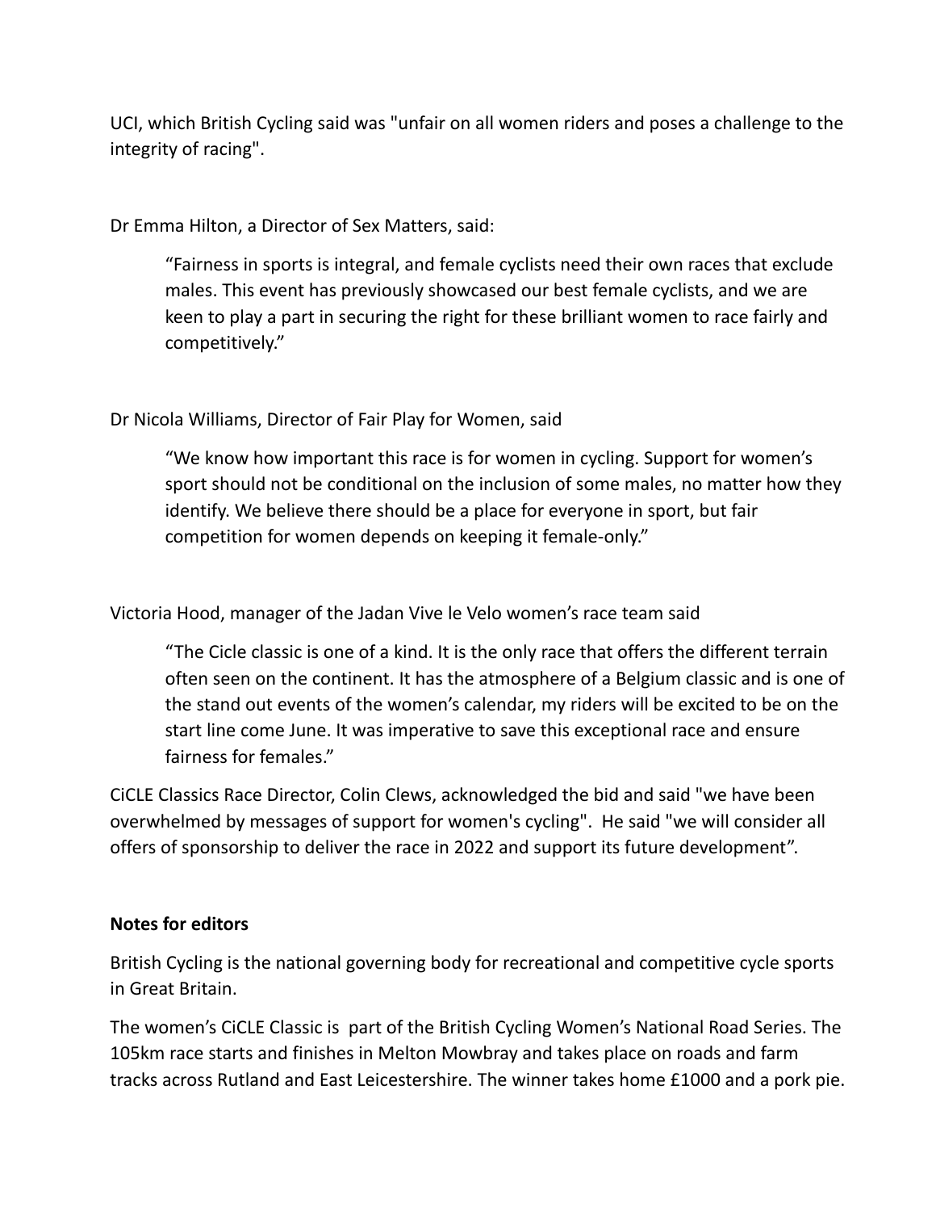UCI, which British Cycling said was "unfair on all women riders and poses a challenge to the integrity of racing".

Dr Emma Hilton, a Director of Sex Matters, said:

> “Fairness in sports is integral, and female cyclists need their own races that exclude males. This event has previously showcased our best female cyclists, and we are keen to play a part in securing the right for these brilliant women to race fairly and competitively.”

Dr Nicola Williams, Director of Fair Play for Women, said

> “We know how important this race is for women in cycling. Support for women’s sport should not be conditional on the inclusion of some males, no matter how they identify. We believe there should be a place for everyone in sport, but fair competition for women depends on keeping it female-only.”

Victoria Hood, manager of the Jadan Vive le Velo women’s race team said

> “The Cicle classic is one of a kind. It is the only race that offers the different terrain often seen on the continent. It has the atmosphere of a Belgium classic and is one of the stand out events of the women’s calendar, my riders will be excited to be on the start line come June. It was imperative to save this exceptional race and ensure fairness for females.”

CiCLE Classics Race Director, Colin Clews, acknowledged the bid and said "we have been overwhelmed by messages of support for women's cycling". He said "we will consider all offers of sponsorship to deliver the race in 2022 and support its future development”.

**Notes for editors**

British Cycling is the national governing body for recreational and competitive cycle sports in Great Britain.

The women’s CiCLE Classic is part of the British Cycling Women’s National Road Series. The 105km race starts and finishes in Melton Mowbray and takes place on roads and farm tracks across Rutland and East Leicestershire. The winner takes home £1000 and a pork pie.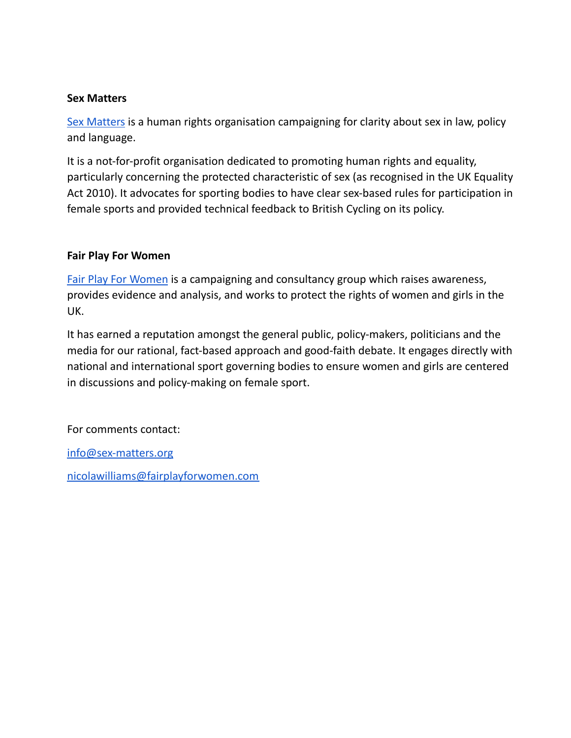**Sex Matters**

[Sex Matters](https://sex-matters.org) is a human rights organisation campaigning for clarity about sex in law, policy and language.

It is a not-for-profit organisation dedicated to promoting human rights and equality, particularly concerning the protected characteristic of sex (as recognised in the UK Equality Act 2010). It advocates for sporting bodies to have clear sex-based rules for participation in female sports and provided technical feedback to British Cycling on its policy.

**Fair Play For Women**

[Fair Play For Women](https://fairplayforwomen.com) is a campaigning and consultancy group which raises awareness, provides evidence and analysis, and works to protect the rights of women and girls in the UK.

It has earned a reputation amongst the general public, policy-makers, politicians and the media for our rational, fact-based approach and good-faith debate. It engages directly with national and international sport governing bodies to ensure women and girls are centered in discussions and policy-making on female sport.

For comments contact:

info@sex-matters.org

nicolawilliams@fairplayforwomen.com